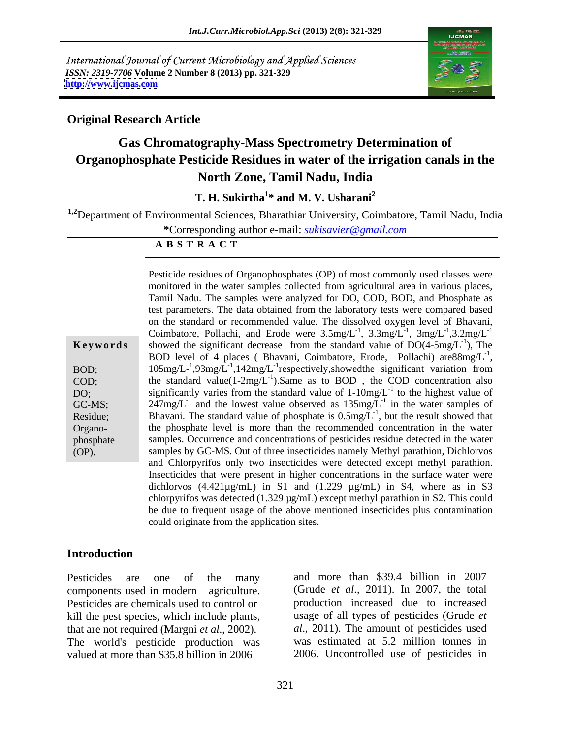International Journal of Current Microbiology and Applied Sciences
*ISSN: 2319-7706* **Volume 2 Number 8 (2013) pp. 321-329**
**http://www.ijcmas.com**

**Original Research Article**

# Gas Chromatography-Mass Spectrometry Determination of Organophosphate Pesticide Residues in water of the irrigation canals in the North Zone, Tamil Nadu, India

**T. H. Sukirtha[1]\* and M. V. Usharani[2]**

[1,2]Department of Environmental Sciences, Bharathiar University, Coimbatore, Tamil Nadu, India

**\***Corresponding author e-mail: *sukisavier@gmail.com*

## A B S T R A C T

**Keywords**

BOD;
COD;
DO;
GC-MS;
Residue;
Organo-phosphate (OP).

Pesticide residues of Organophosphates (OP) of most commonly used classes were monitored in the water samples collected from agricultural area in various places, Tamil Nadu. The samples were analyzed for DO, COD, BOD, and Phosphate as test parameters. The data obtained from the laboratory tests were compared based on the standard or recommended value. The dissolved oxygen level of Bhavani, Coimbatore, Pollachi, and Erode were 3.5mg/L$^{-1}$, 3.3mg/L$^{-1}$, 3mg/L$^{-1}$,3.2mg/L$^{-1}$ showed the significant decrease from the standard value of DO(4-5mg/L$^{-1}$), The BOD level of 4 places ( Bhavani, Coimbatore, Erode, Pollachi) are88mg/L$^{-1}$, 105mg/L-$^{1}$,93mg/L$^{-1}$,142mg/L$^{-1}$respectively,showedthe significant variation from the standard value(1-2mg/L$^{-1}$).Same as to BOD , the COD concentration also significantly varies from the standard value of 1-10mg/L$^{-1}$ to the highest value of 247mg/L$^{-1}$ and the lowest value observed as 135mg/L$^{-1}$ in the water samples of Bhavani. The standard value of phosphate is 0.5mg/L$^{-1}$, but the result showed that the phosphate level is more than the recommended concentration in the water samples. Occurrence and concentrations of pesticides residue detected in the water samples by GC-MS. Out of three insecticides namely Methyl parathion, Dichlorvos and Chlorpyrifos only two insecticides were detected except methyl parathion. Insecticides that were present in higher concentrations in the surface water were dichlorvos (4.421µg/mL) in S1 and (1.229 µg/mL) in S4, where as in S3 chlorpyrifos was detected (1.329 µg/mL) except methyl parathion in S2. This could be due to frequent usage of the above mentioned insecticides plus contamination could originate from the application sites.

## Introduction

Pesticides are one of the many components used in modern agriculture. Pesticides are chemicals used to control or kill the pest species, which include plants, that are not required (Margni *et al*., 2002). The world's pesticide production was valued at more than \$35.8 billion in 2006 and more than \$39.4 billion in 2007 (Grude *et al*., 2011). In 2007, the total production increased due to increased usage of all types of pesticides (Grude *et al*., 2011). The amount of pesticides used was estimated at 5.2 million tonnes in 2006. Uncontrolled use of pesticides in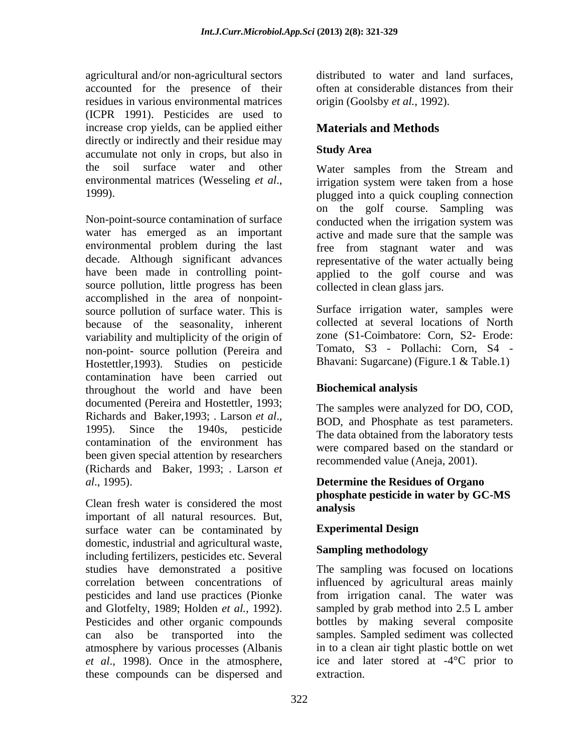agricultural and/or non-agricultural sectors accounted for the presence of their residues in various environmental matrices (ICPR 1991). Pesticides are used to increase crop yields, can be applied either directly or indirectly and their residue may accumulate not only in crops, but also in the soil surface water and other environmental matrices (Wesseling *et al*., 1999).

Non-point-source contamination of surface water has emerged as an important environmental problem during the last decade. Although significant advances have been made in controlling point-source pollution, little progress has been accomplished in the area of nonpoint-source pollution of surface water. This is because of the seasonality, inherent variability and multiplicity of the origin of non-point- source pollution (Pereira and Hostettler,1993). Studies on pesticide contamination have been carried out throughout the world and have been documented (Pereira and Hostettler, 1993; Richards and Baker,1993; . Larson *et al*., 1995). Since the 1940s, pesticide contamination of the environment has been given special attention by researchers (Richards and Baker, 1993; . Larson *et al*., 1995).

Clean fresh water is considered the most important of all natural resources. But, surface water can be contaminated by domestic, industrial and agricultural waste, including fertilizers, pesticides etc. Several studies have demonstrated a positive correlation between concentrations of pesticides and land use practices (Pionke and Glotfelty, 1989; Holden *et al.,* 1992). Pesticides and other organic compounds can also be transported into the atmosphere by various processes (Albanis *et al*., 1998). Once in the atmosphere, these compounds can be dispersed and distributed to water and land surfaces, often at considerable distances from their origin (Goolsby *et al.,* 1992).

## Materials and Methods

### Study Area

Water samples from the Stream and irrigation system were taken from a hose plugged into a quick coupling connection on the golf course. Sampling was conducted when the irrigation system was active and made sure that the sample was free from stagnant water and was representative of the water actually being applied to the golf course and was collected in clean glass jars.

Surface irrigation water, samples were collected at several locations of North zone (S1-Coimbatore: Corn, S2- Erode: Tomato, S3 - Pollachi: Corn, S4 - Bhavani: Sugarcane) (Figure.1 & Table.1)

### Biochemical analysis

The samples were analyzed for DO, COD, BOD, and Phosphate as test parameters. The data obtained from the laboratory tests were compared based on the standard or recommended value (Aneja, 2001).

### Determine the Residues of Organo phosphate pesticide in water by GC-MS analysis

### Experimental Design

### Sampling methodology

The sampling was focused on locations influenced by agricultural areas mainly from irrigation canal. The water was sampled by grab method into 2.5 L amber bottles by making several composite samples. Sampled sediment was collected in to a clean air tight plastic bottle on wet ice and later stored at -4°C prior to extraction.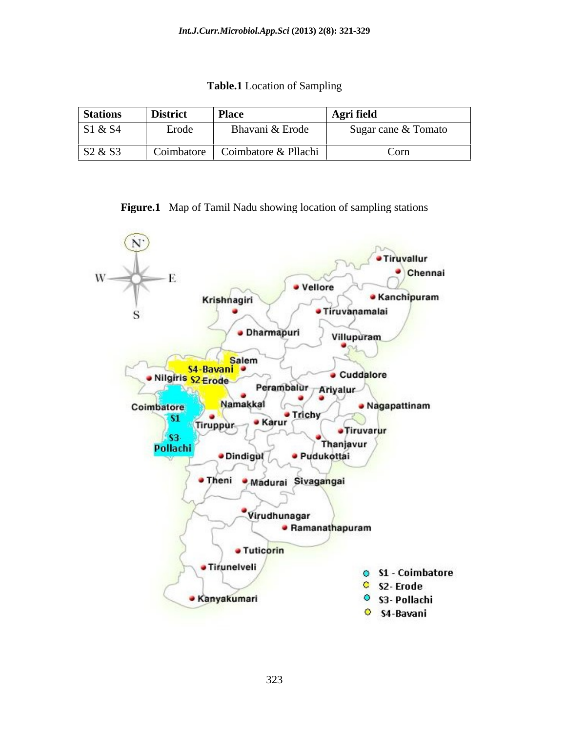**Table.1** Location of Sampling

| Stations | District | Place | Agri field |
|---|---|---|---|
| S1 & S4 | Erode | Bhavani & Erode | Sugar cane & Tomato |
| S2 & S3 | Coimbatore | Coimbatore & Pllachi | Corn |

**Figure.1** Map of Tamil Nadu showing location of sampling stations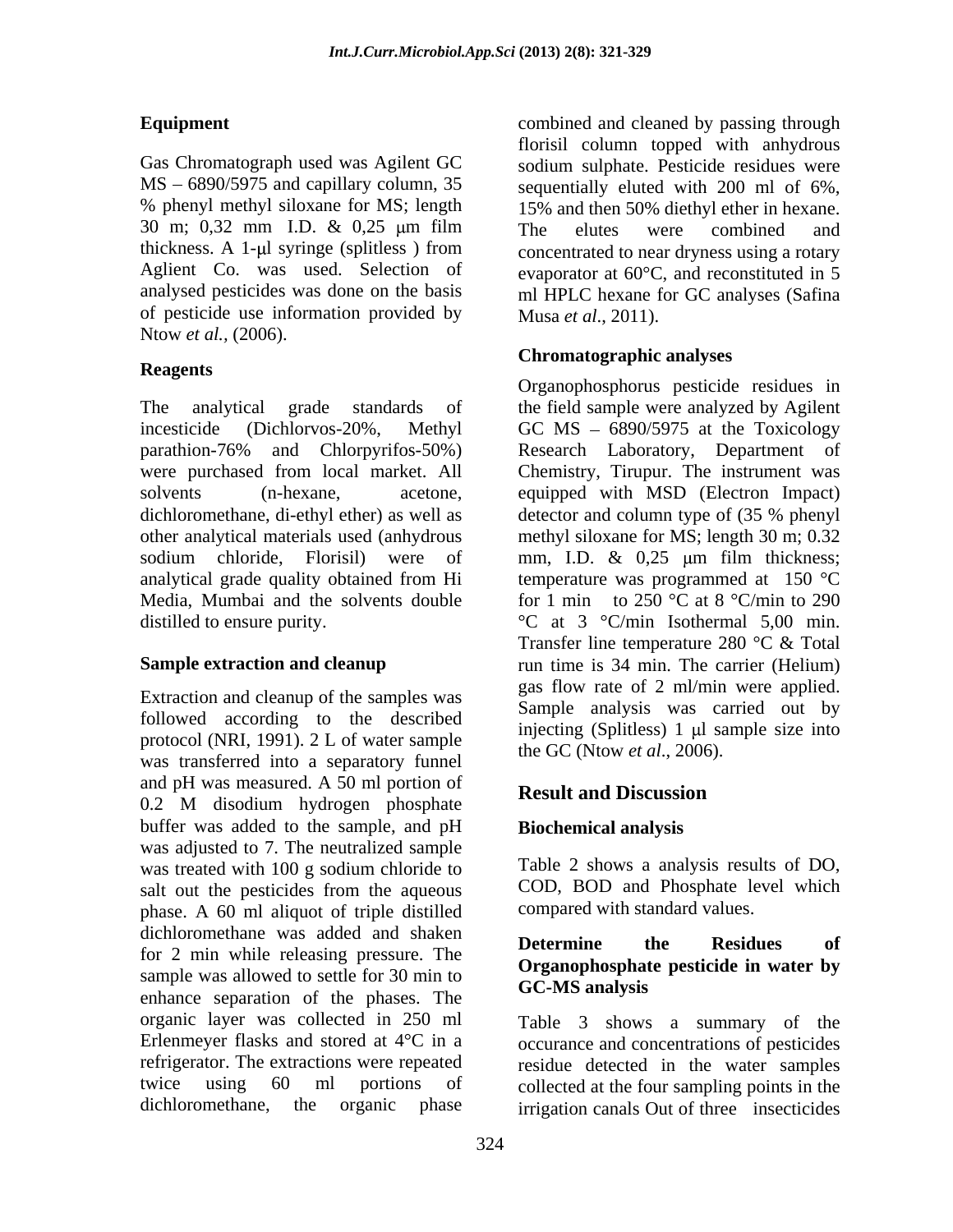**Equipment**

Gas Chromatograph used was Agilent GC MS – 6890/5975 and capillary column, 35 % phenyl methyl siloxane for MS; length 30 m; 0,32 mm I.D. & 0,25 μm film thickness. A 1-μl syringe (splitless ) from Aglient Co. was used. Selection of analysed pesticides was done on the basis of pesticide use information provided by Ntow *et al.,* (2006).

**Reagents**

The analytical grade standards of incesticide (Dichlorvos-20%, Methyl parathion-76% and Chlorpyrifos-50%) were purchased from local market. All solvents (n-hexane, acetone, dichloromethane, di-ethyl ether) as well as other analytical materials used (anhydrous sodium chloride, Florisil) were of analytical grade quality obtained from Hi Media, Mumbai and the solvents double distilled to ensure purity.

**Sample extraction and cleanup**

Extraction and cleanup of the samples was followed according to the described protocol (NRI, 1991). 2 L of water sample was transferred into a separatory funnel and pH was measured. A 50 ml portion of 0.2 M disodium hydrogen phosphate buffer was added to the sample, and pH was adjusted to 7. The neutralized sample was treated with 100 g sodium chloride to salt out the pesticides from the aqueous phase. A 60 ml aliquot of triple distilled dichloromethane was added and shaken for 2 min while releasing pressure. The sample was allowed to settle for 30 min to enhance separation of the phases. The organic layer was collected in 250 ml Erlenmeyer flasks and stored at 4°C in a refrigerator. The extractions were repeated twice using 60 ml portions of dichloromethane, the organic phase combined and cleaned by passing through florisil column topped with anhydrous sodium sulphate. Pesticide residues were sequentially eluted with 200 ml of 6%, 15% and then 50% diethyl ether in hexane. The elutes were combined and concentrated to near dryness using a rotary evaporator at 60°C, and reconstituted in 5 ml HPLC hexane for GC analyses (Safina Musa *et al*., 2011).

**Chromatographic analyses**

Organophosphorus pesticide residues in the field sample were analyzed by Agilent GC MS – 6890/5975 at the Toxicology Research Laboratory, Department of Chemistry, Tirupur. The instrument was equipped with MSD (Electron Impact) detector and column type of (35 % phenyl methyl siloxane for MS; length 30 m; 0.32 mm, I.D. & 0,25 μm film thickness; temperature was programmed at 150 °C for 1 min to 250 °C at 8 °C/min to 290 °C at 3 °C/min Isothermal 5,00 min. Transfer line temperature 280 °C & Total run time is 34 min. The carrier (Helium) gas flow rate of 2 ml/min were applied. Sample analysis was carried out by injecting (Splitless) 1 μl sample size into the GC (Ntow *et al*., 2006).

## Result and Discussion

**Biochemical analysis**

Table 2 shows a analysis results of DO, COD, BOD and Phosphate level which compared with standard values.

**Determine the Residues of Organophosphate pesticide in water by GC-MS analysis**

Table 3 shows a summary of the occurance and concentrations of pesticides residue detected in the water samples collected at the four sampling points in the irrigation canals Out of three insecticides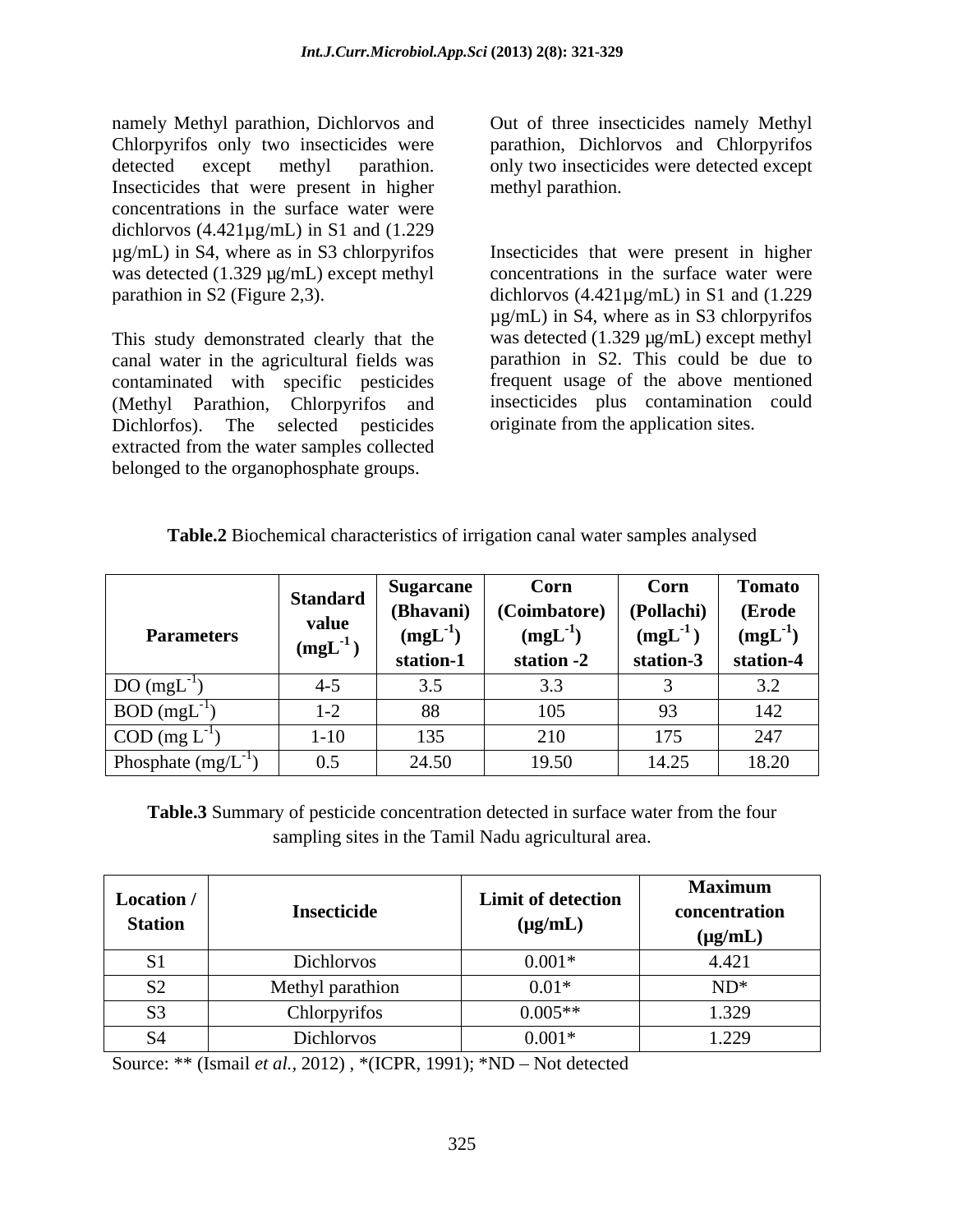namely Methyl parathion, Dichlorvos and Chlorpyrifos only two insecticides were detected except methyl parathion. Insecticides that were present in higher concentrations in the surface water were dichlorvos (4.421µg/mL) in S1 and (1.229 µg/mL) in S4, where as in S3 chlorpyrifos was detected (1.329 µg/mL) except methyl parathion in S2 (Figure 2,3).

This study demonstrated clearly that the canal water in the agricultural fields was contaminated with specific pesticides (Methyl Parathion, Chlorpyrifos and Dichlorfos). The selected pesticides extracted from the water samples collected belonged to the organophosphate groups.

Out of three insecticides namely Methyl parathion, Dichlorvos and Chlorpyrifos only two insecticides were detected except methyl parathion.

Insecticides that were present in higher concentrations in the surface water were dichlorvos (4.421µg/mL) in S1 and (1.229 µg/mL) in S4, where as in S3 chlorpyrifos was detected (1.329 µg/mL) except methyl parathion in S2. This could be due to frequent usage of the above mentioned insecticides plus contamination could originate from the application sites.

**Table.2** Biochemical characteristics of irrigation canal water samples analysed

| Parameters | Standard value ($mgL^{-1}$) | Sugarcane (Bhavani) ($mgL^{-1}$) station-1 | Corn (Coimbatore) ($mgL^{-1}$) station -2 | Corn (Pollachi) ($mgL^{-1}$) station-3 | Tomato (Erode ($mgL^{-1}$) station-4 |
|---|---|---|---|---|---|
| DO ($mgL^{-1}$) | 4-5 | 3.5 | 3.3 | 3 | 3.2 |
| BOD ($mgL^{-1}$) | 1-2 | 88 | 105 | 93 | 142 |
| COD ($mg\ L^{-1}$) | 1-10 | 135 | 210 | 175 | 247 |
| Phosphate ($mg/L^{-1}$) | 0.5 | 24.50 | 19.50 | 14.25 | 18.20 |

**Table.3** Summary of pesticide concentration detected in surface water from the four sampling sites in the Tamil Nadu agricultural area.

| Location / Station | Insecticide | Limit of detection (µg/mL) | Maximum concentration (µg/mL) |
|---|---|---|---|
| S1 | Dichlorvos | 0.001* | 4.421 |
| S2 | Methyl parathion | 0.01* | ND* |
| S3 | Chlorpyrifos | 0.005** | 1.329 |
| S4 | Dichlorvos | 0.001* | 1.229 |

Source: ** (Ismail *et al.,* 2012) , *(ICPR, 1991); *ND – Not detected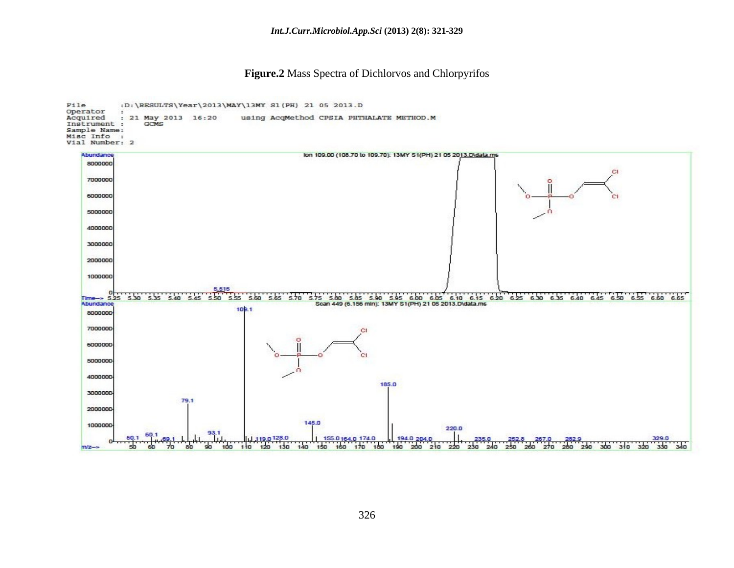**Figure.2** Mass Spectra of Dichlorvos and Chlorpyrifos

```
File       :D:\RESULTS\Year\2013\MAY\13MY S1(PH) 21 05 2013.D
Operator   :
Acquired   : 21 May 2013  16:20     using AcqMethod CPSIA PHTHALATE METHOD.M
Instrument :     GCMS
Sample Name:
Misc Info  :
Vial Number: 2
```

Ion 109.00 (108.70 to 109.70): 13MY S1(PH) 21 05 2013.D\data.ms

Scan 449 (6.156 min): 13MY S1(PH) 21 05 2013.D\data.ms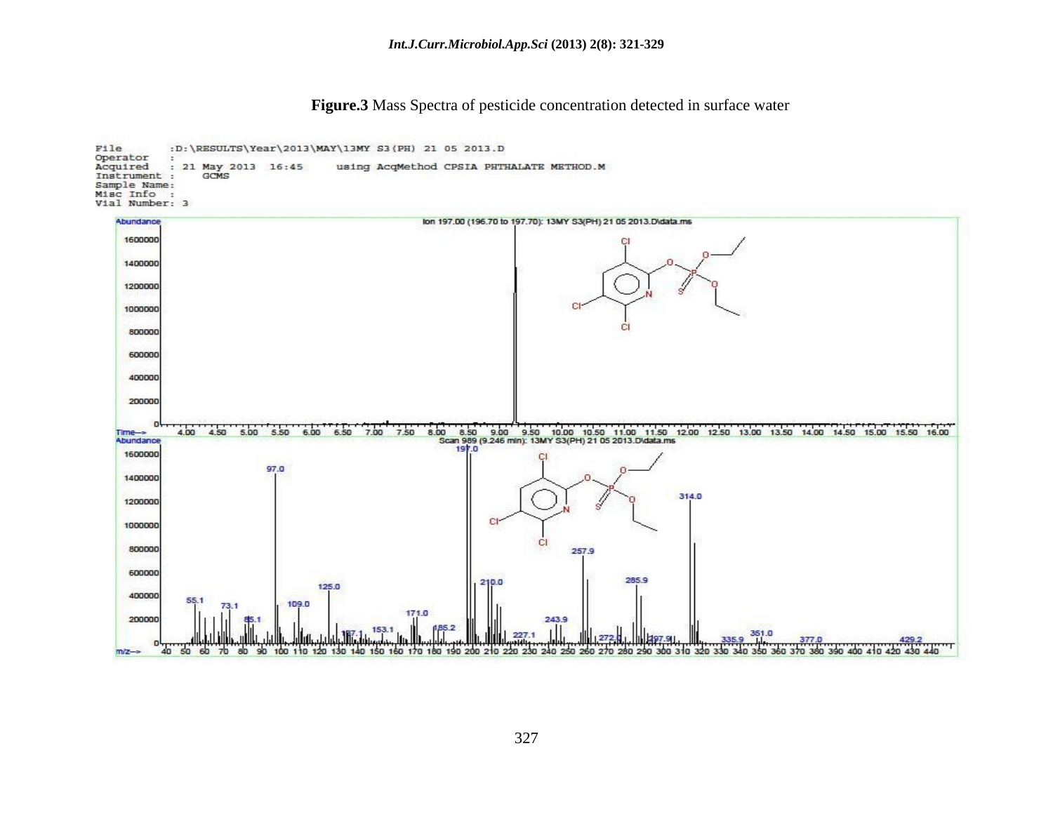**Figure.3** Mass Spectra of pesticide concentration detected in surface water

```
File       :D:\RESULTS\Year\2013\MAY\13MY S3(PH) 21 05 2013.D
Operator   :
Acquired   : 21 May 2013  16:45     using AcqMethod CPSIA PHTHALATE METHOD.M
Instrument :    GCMS
Sample Name:
Misc Info  :
Vial Number: 3
```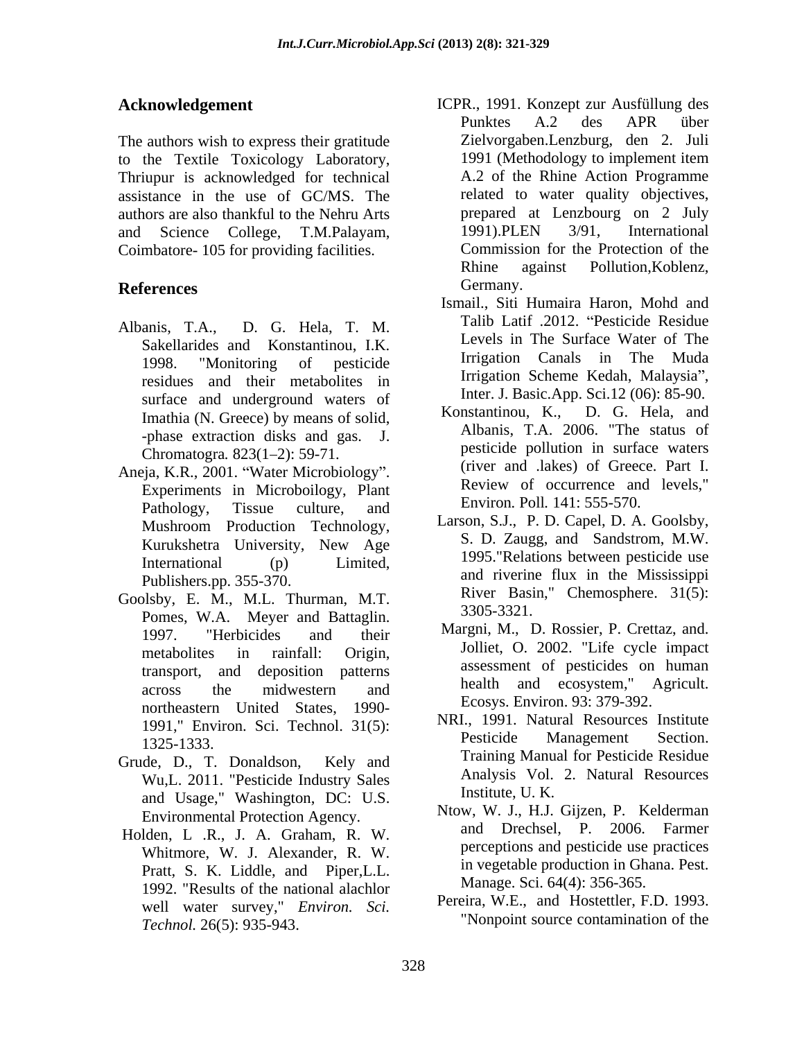## Acknowledgement

The authors wish to express their gratitude to the Textile Toxicology Laboratory, Thriupur is acknowledged for technical assistance in the use of GC/MS. The authors are also thankful to the Nehru Arts and Science College, T.M.Palayam, Coimbatore- 105 for providing facilities.

## References

Albanis, T.A., D. G. Hela, T. M. Sakellarides and Konstantinou, I.K. 1998. "Monitoring of pesticide residues and their metabolites in surface and underground waters of Imathia (N. Greece) by means of solid, -phase extraction disks and gas. J. Chromatogra*.* 823(1–2): 59-71.

Aneja, K.R., 2001. "Water Microbiology". Experiments in Microboilogy, Plant Pathology, Tissue culture, and Mushroom Production Technology, Kurukshetra University, New Age International (p) Limited, Publishers.pp. 355-370.

Goolsby, E. M., M.L. Thurman, M.T. Pomes, W.A. Meyer and Battaglin. 1997. "Herbicides and their metabolites in rainfall: Origin, transport, and deposition patterns across the midwestern and northeastern United States, 1990-1991," Environ. Sci. Technol. 31(5): 1325-1333.

Grude, D., T. Donaldson, Kely and Wu,L. 2011. "Pesticide Industry Sales and Usage," Washington, DC: U.S. Environmental Protection Agency.

Holden, L .R., J. A. Graham, R. W. Whitmore, W. J. Alexander, R. W. Pratt, S. K. Liddle, and Piper,L.L. 1992. "Results of the national alachlor well water survey," *Environ. Sci. Technol.* 26(5): 935-943.

ICPR., 1991. Konzept zur Ausfüllung des Punktes A.2 des APR über Zielvorgaben.Lenzburg, den 2. Juli 1991 (Methodology to implement item A.2 of the Rhine Action Programme related to water quality objectives, prepared at Lenzbourg on 2 July 1991).PLEN 3/91, International Commission for the Protection of the Rhine against Pollution,Koblenz, Germany.

Ismail., Siti Humaira Haron, Mohd and Talib Latif .2012. "Pesticide Residue Levels in The Surface Water of The Irrigation Canals in The Muda Irrigation Scheme Kedah, Malaysia", Inter. J. Basic.App. Sci.12 (06): 85-90.

Konstantinou, K., D. G. Hela, and Albanis, T.A. 2006. "The status of pesticide pollution in surface waters (river and .lakes) of Greece. Part I. Review of occurrence and levels," Environ*.* Poll*.* 141: 555-570.

Larson, S.J., P. D. Capel, D. A. Goolsby, S. D. Zaugg, and Sandstrom, M.W. 1995."Relations between pesticide use and riverine flux in the Mississippi River Basin," Chemosphere. 31(5): 3305-3321.

Margni, M., D. Rossier, P. Crettaz, and. Jolliet, O. 2002. "Life cycle impact assessment of pesticides on human health and ecosystem," Agricult. Ecosys. Environ. 93: 379-392.

NRI., 1991. Natural Resources Institute Pesticide Management Section. Training Manual for Pesticide Residue Analysis Vol. 2. Natural Resources Institute, U. K.

Ntow, W. J., H.J. Gijzen, P. Kelderman and Drechsel, P. 2006. Farmer perceptions and pesticide use practices in vegetable production in Ghana. Pest. Manage. Sci. 64(4): 356-365.

Pereira, W.E., and Hostettler, F.D. 1993. "Nonpoint source contamination of the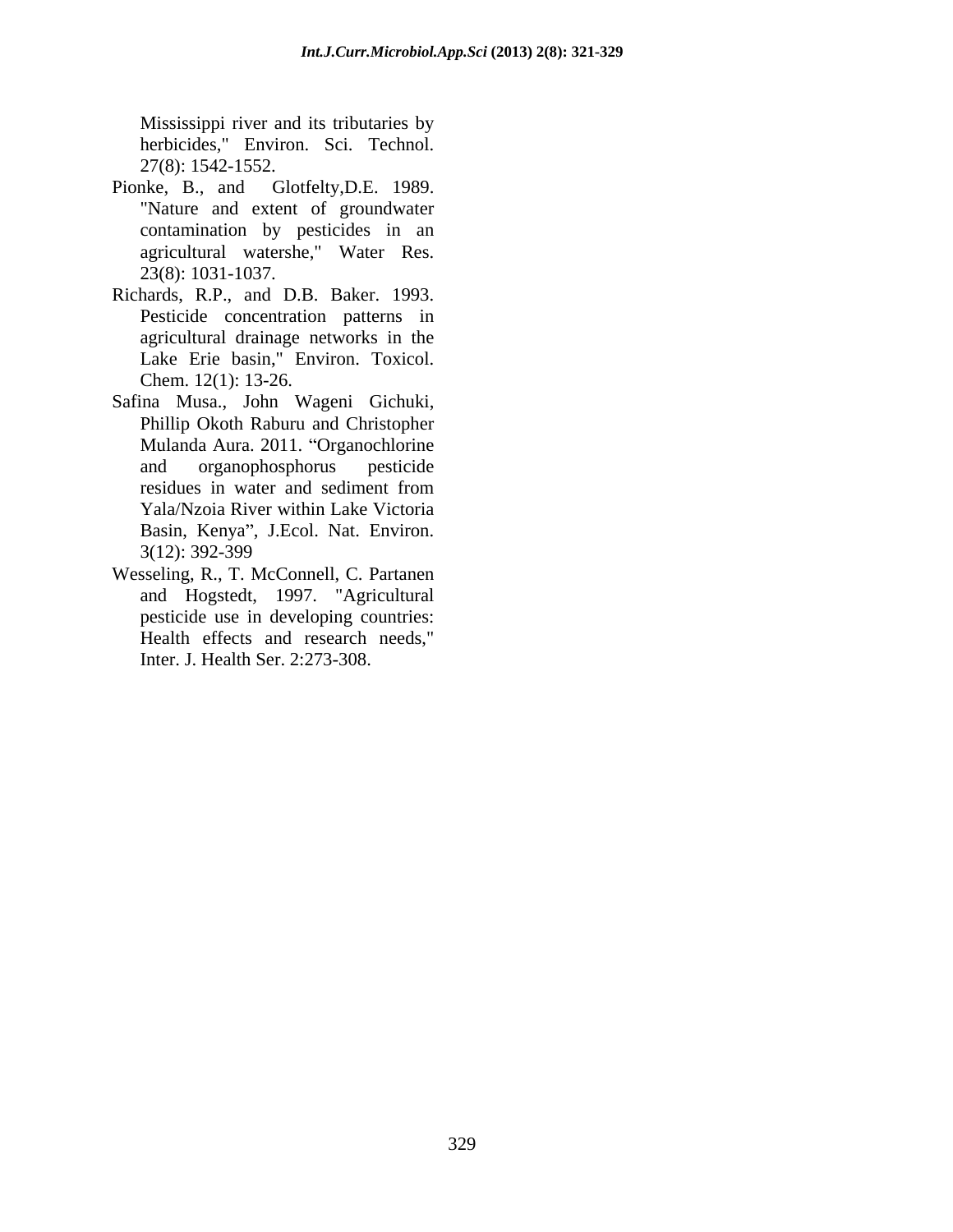Mississippi river and its tributaries by herbicides," Environ. Sci. Technol. 27(8): 1542-1552.

Pionke, B., and Glotfelty,D.E. 1989. "Nature and extent of groundwater contamination by pesticides in an agricultural watershe," Water Res. 23(8): 1031-1037.

Richards, R.P., and D.B. Baker. 1993. Pesticide concentration patterns in agricultural drainage networks in the Lake Erie basin," Environ. Toxicol. Chem. 12(1): 13-26.

Safina Musa., John Wageni Gichuki, Phillip Okoth Raburu and Christopher Mulanda Aura. 2011. "Organochlorine and organophosphorus pesticide residues in water and sediment from Yala/Nzoia River within Lake Victoria Basin, Kenya", J.Ecol. Nat. Environ. 3(12): 392-399

Wesseling, R., T. McConnell, C. Partanen and Hogstedt, 1997. "Agricultural pesticide use in developing countries: Health effects and research needs," Inter. J. Health Ser. 2:273-308.